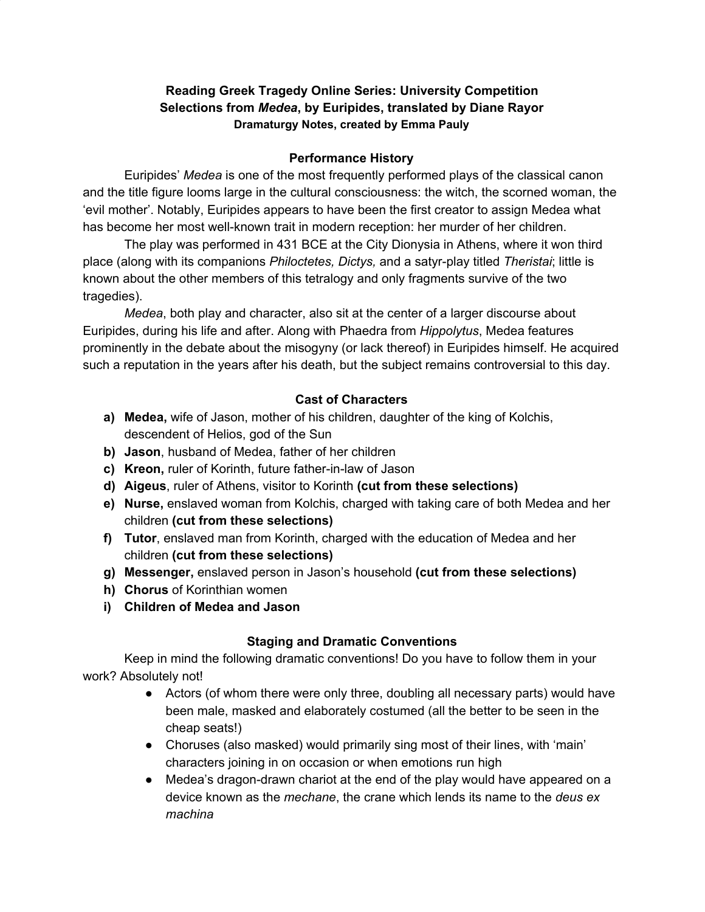# Reading Greek Tragedy Online Series: University Competition
## Selections from *Medea*, by Euripides, translated by Diane Rayor
### Dramaturgy Notes, created by Emma Pauly

## Performance History

Euripides' *Medea* is one of the most frequently performed plays of the classical canon and the title figure looms large in the cultural consciousness: the witch, the scorned woman, the 'evil mother'. Notably, Euripides appears to have been the first creator to assign Medea what has become her most well-known trait in modern reception: her murder of her children.

The play was performed in 431 BCE at the City Dionysia in Athens, where it won third place (along with its companions *Philoctetes, Dictys,* and a satyr-play titled *Theristai*; little is known about the other members of this tetralogy and only fragments survive of the two tragedies).

*Medea*, both play and character, also sit at the center of a larger discourse about Euripides, during his life and after. Along with Phaedra from *Hippolytus*, Medea features prominently in the debate about the misogyny (or lack thereof) in Euripides himself. He acquired such a reputation in the years after his death, but the subject remains controversial to this day.

## Cast of Characters

a) **Medea,** wife of Jason, mother of his children, daughter of the king of Kolchis, descendent of Helios, god of the Sun
b) **Jason**, husband of Medea, father of her children
c) **Kreon,** ruler of Korinth, future father-in-law of Jason
d) **Aigeus**, ruler of Athens, visitor to Korinth **(cut from these selections)**
e) **Nurse,** enslaved woman from Kolchis, charged with taking care of both Medea and her children **(cut from these selections)**
f) **Tutor**, enslaved man from Korinth, charged with the education of Medea and her children **(cut from these selections)**
g) **Messenger,** enslaved person in Jason's household **(cut from these selections)**
h) **Chorus** of Korinthian women
i) **Children of Medea and Jason**

## Staging and Dramatic Conventions

Keep in mind the following dramatic conventions! Do you have to follow them in your work? Absolutely not!

- Actors (of whom there were only three, doubling all necessary parts) would have been male, masked and elaborately costumed (all the better to be seen in the cheap seats!)
- Choruses (also masked) would primarily sing most of their lines, with 'main' characters joining in on occasion or when emotions run high
- Medea's dragon-drawn chariot at the end of the play would have appeared on a device known as the *mechane*, the crane which lends its name to the *deus ex machina*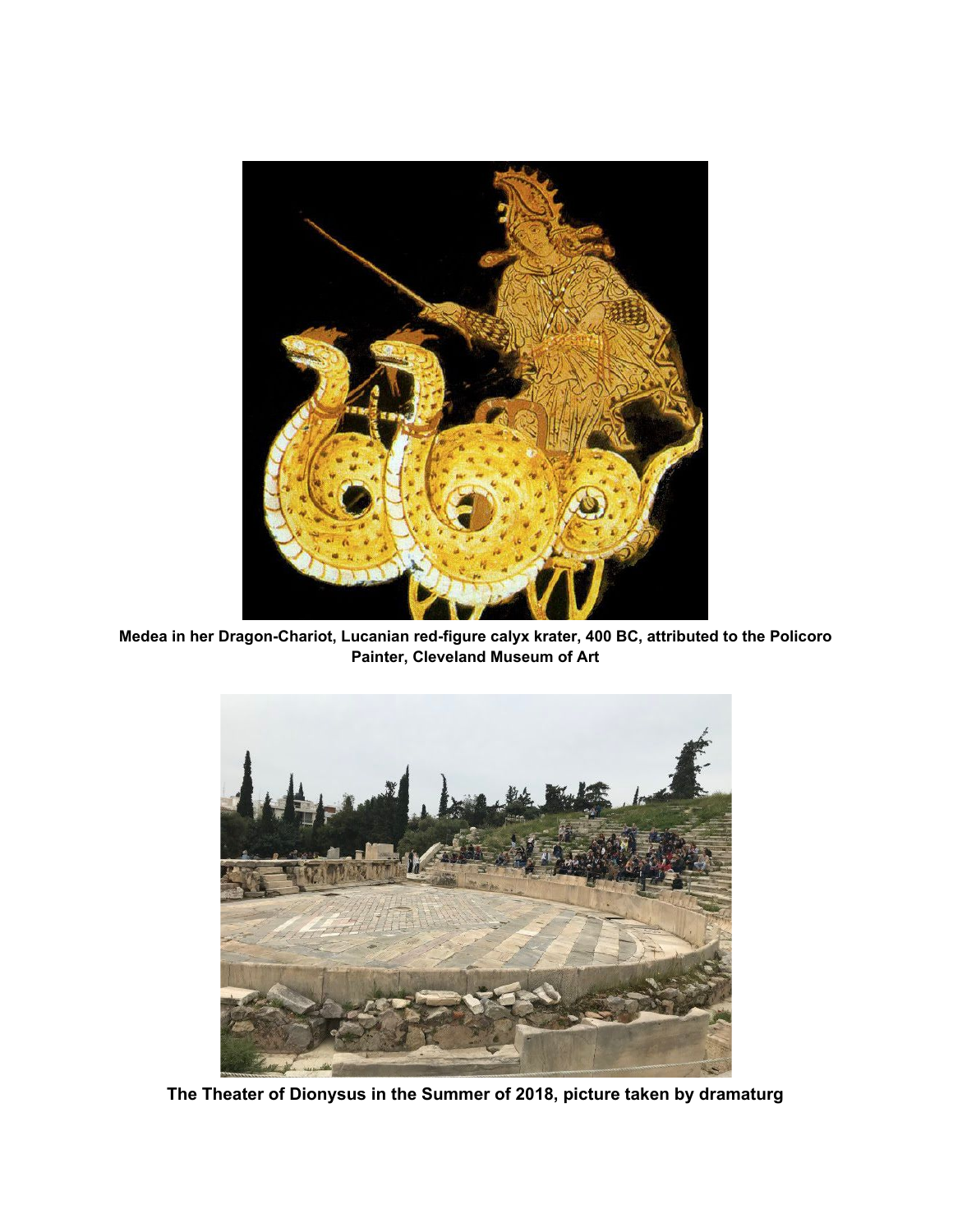**Medea in her Dragon-Chariot, Lucanian red-figure calyx krater, 400 BC, attributed to the Policoro Painter, Cleveland Museum of Art**

**The Theater of Dionysus in the Summer of 2018, picture taken by dramaturg**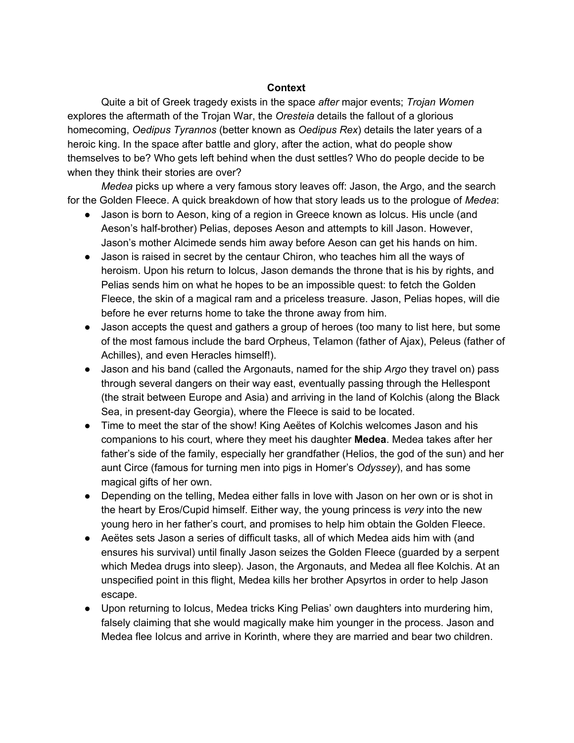**Context**

Quite a bit of Greek tragedy exists in the space *after* major events; *Trojan Women* explores the aftermath of the Trojan War, the *Oresteia* details the fallout of a glorious homecoming, *Oedipus Tyrannos* (better known as *Oedipus Rex*) details the later years of a heroic king. In the space after battle and glory, after the action, what do people show themselves to be? Who gets left behind when the dust settles? Who do people decide to be when they think their stories are over?

*Medea* picks up where a very famous story leaves off: Jason, the Argo, and the search for the Golden Fleece. A quick breakdown of how that story leads us to the prologue of *Medea*:

- Jason is born to Aeson, king of a region in Greece known as Iolcus. His uncle (and Aeson's half-brother) Pelias, deposes Aeson and attempts to kill Jason. However, Jason's mother Alcimede sends him away before Aeson can get his hands on him.
- Jason is raised in secret by the centaur Chiron, who teaches him all the ways of heroism. Upon his return to Iolcus, Jason demands the throne that is his by rights, and Pelias sends him on what he hopes to be an impossible quest: to fetch the Golden Fleece, the skin of a magical ram and a priceless treasure. Jason, Pelias hopes, will die before he ever returns home to take the throne away from him.
- Jason accepts the quest and gathers a group of heroes (too many to list here, but some of the most famous include the bard Orpheus, Telamon (father of Ajax), Peleus (father of Achilles), and even Heracles himself!).
- Jason and his band (called the Argonauts, named for the ship *Argo* they travel on) pass through several dangers on their way east, eventually passing through the Hellespont (the strait between Europe and Asia) and arriving in the land of Kolchis (along the Black Sea, in present-day Georgia), where the Fleece is said to be located.
- Time to meet the star of the show! King Aeëtes of Kolchis welcomes Jason and his companions to his court, where they meet his daughter **Medea**. Medea takes after her father's side of the family, especially her grandfather (Helios, the god of the sun) and her aunt Circe (famous for turning men into pigs in Homer's *Odyssey*), and has some magical gifts of her own.
- Depending on the telling, Medea either falls in love with Jason on her own or is shot in the heart by Eros/Cupid himself. Either way, the young princess is *very* into the new young hero in her father's court, and promises to help him obtain the Golden Fleece.
- Aeëtes sets Jason a series of difficult tasks, all of which Medea aids him with (and ensures his survival) until finally Jason seizes the Golden Fleece (guarded by a serpent which Medea drugs into sleep). Jason, the Argonauts, and Medea all flee Kolchis. At an unspecified point in this flight, Medea kills her brother Apsyrtos in order to help Jason escape.
- Upon returning to Iolcus, Medea tricks King Pelias' own daughters into murdering him, falsely claiming that she would magically make him younger in the process. Jason and Medea flee Iolcus and arrive in Korinth, where they are married and bear two children.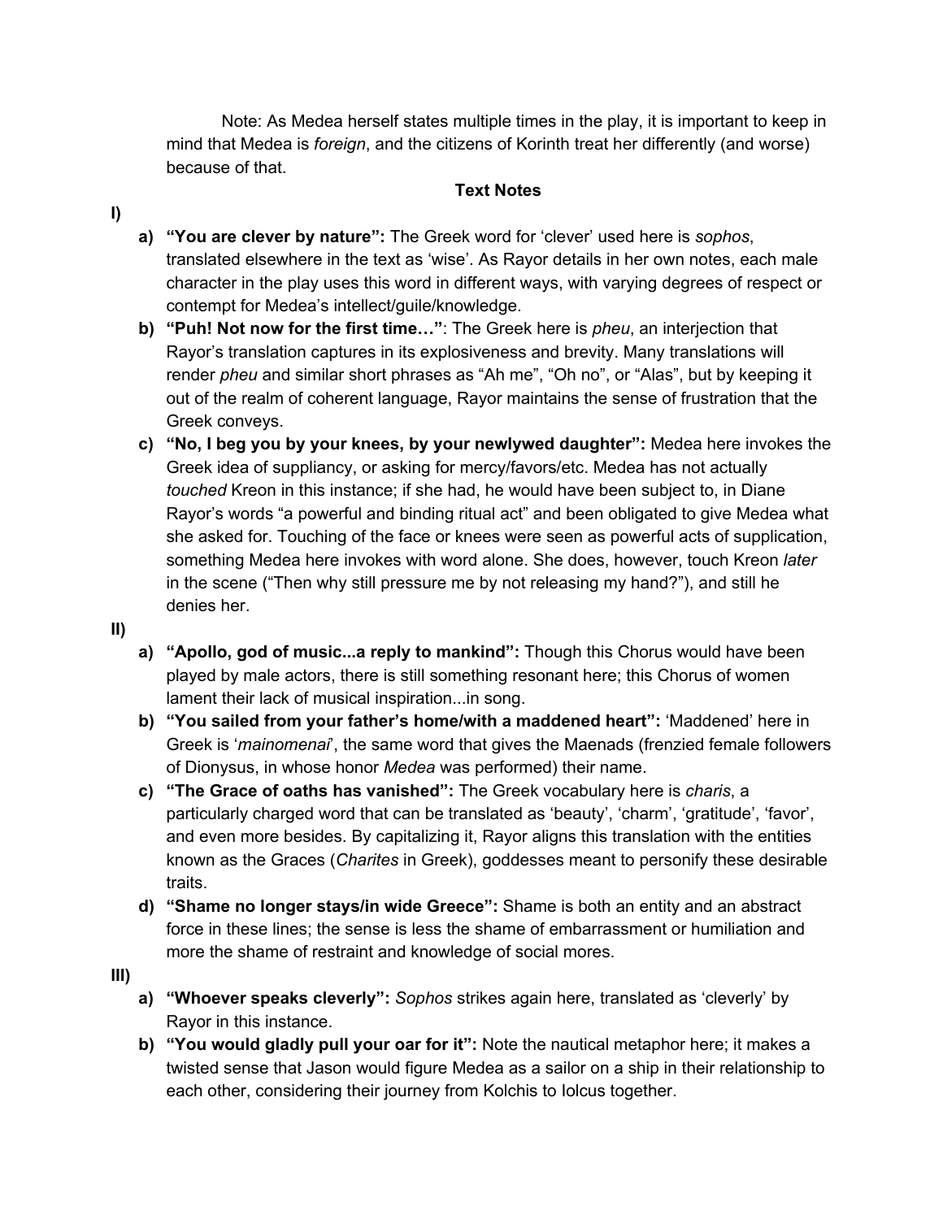Note: As Medea herself states multiple times in the play, it is important to keep in mind that Medea is *foreign*, and the citizens of Korinth treat her differently (and worse) because of that.

## Text Notes

**I)**

a) **"You are clever by nature":** The Greek word for 'clever' used here is *sophos*, translated elsewhere in the text as 'wise'. As Rayor details in her own notes, each male character in the play uses this word in different ways, with varying degrees of respect or contempt for Medea's intellect/guile/knowledge.

b) **"Puh! Not now for the first time…"**: The Greek here is *pheu*, an interjection that Rayor's translation captures in its explosiveness and brevity. Many translations will render *pheu* and similar short phrases as "Ah me", "Oh no", or "Alas", but by keeping it out of the realm of coherent language, Rayor maintains the sense of frustration that the Greek conveys.

c) **"No, I beg you by your knees, by your newlywed daughter":** Medea here invokes the Greek idea of suppliancy, or asking for mercy/favors/etc. Medea has not actually *touched* Kreon in this instance; if she had, he would have been subject to, in Diane Rayor's words "a powerful and binding ritual act" and been obligated to give Medea what she asked for. Touching of the face or knees were seen as powerful acts of supplication, something Medea here invokes with word alone. She does, however, touch Kreon *later* in the scene ("Then why still pressure me by not releasing my hand?"), and still he denies her.

**II)**

a) **"Apollo, god of music...a reply to mankind":** Though this Chorus would have been played by male actors, there is still something resonant here; this Chorus of women lament their lack of musical inspiration...in song.

b) **"You sailed from your father's home/with a maddened heart":** 'Maddened' here in Greek is '*mainomenai*', the same word that gives the Maenads (frenzied female followers of Dionysus, in whose honor *Medea* was performed) their name.

c) **"The Grace of oaths has vanished":** The Greek vocabulary here is *charis*, a particularly charged word that can be translated as 'beauty', 'charm', 'gratitude', 'favor', and even more besides. By capitalizing it, Rayor aligns this translation with the entities known as the Graces (*Charites* in Greek), goddesses meant to personify these desirable traits.

d) **"Shame no longer stays/in wide Greece":** Shame is both an entity and an abstract force in these lines; the sense is less the shame of embarrassment or humiliation and more the shame of restraint and knowledge of social mores.

**III)**

a) **"Whoever speaks cleverly":** *Sophos* strikes again here, translated as 'cleverly' by Rayor in this instance.

b) **"You would gladly pull your oar for it":** Note the nautical metaphor here; it makes a twisted sense that Jason would figure Medea as a sailor on a ship in their relationship to each other, considering their journey from Kolchis to Iolcus together.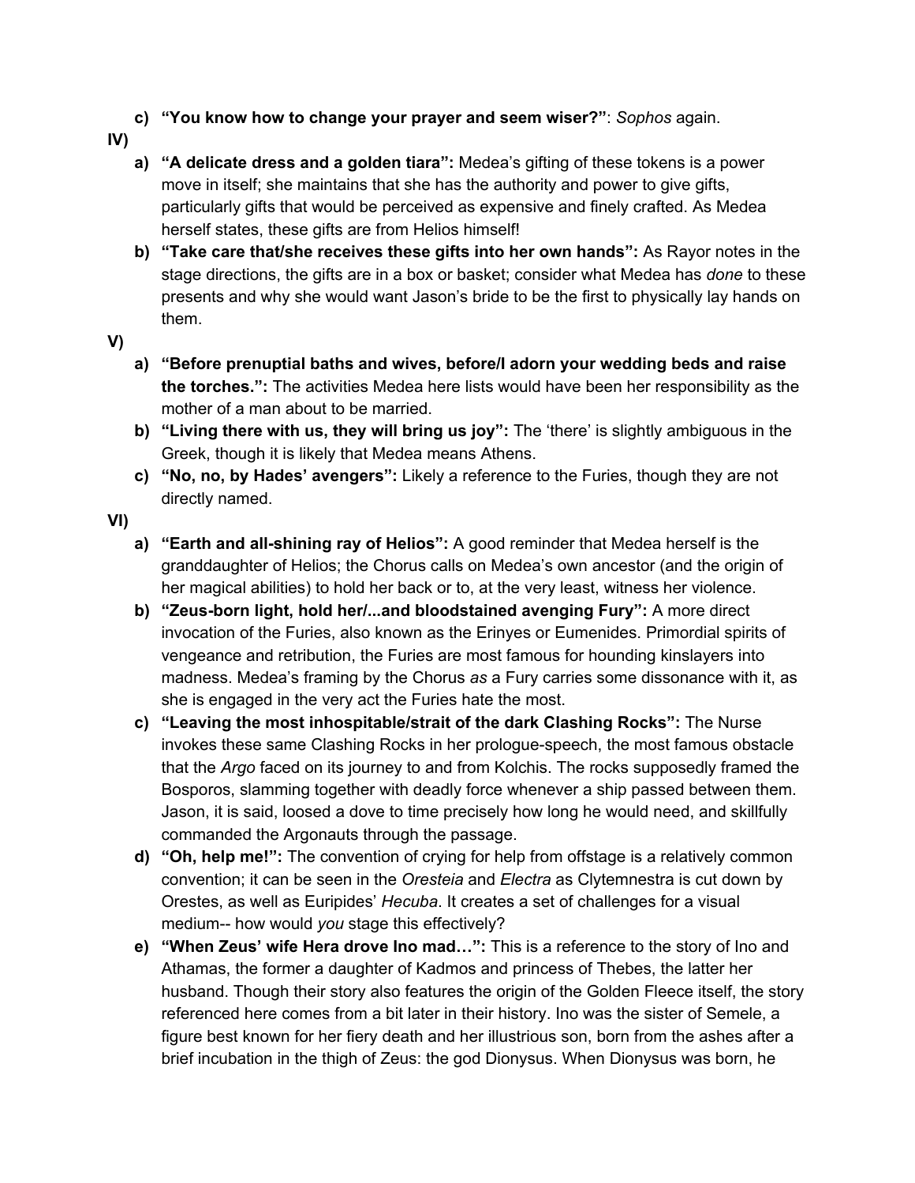c) **"You know how to change your prayer and seem wiser?"**: *Sophos* again.

**IV)**

a) **"A delicate dress and a golden tiara":** Medea's gifting of these tokens is a power move in itself; she maintains that she has the authority and power to give gifts, particularly gifts that would be perceived as expensive and finely crafted. As Medea herself states, these gifts are from Helios himself!

b) **"Take care that/she receives these gifts into her own hands":** As Rayor notes in the stage directions, the gifts are in a box or basket; consider what Medea has *done* to these presents and why she would want Jason's bride to be the first to physically lay hands on them.

**V)**

a) **"Before prenuptial baths and wives, before/I adorn your wedding beds and raise the torches.":** The activities Medea here lists would have been her responsibility as the mother of a man about to be married.

b) **"Living there with us, they will bring us joy":** The 'there' is slightly ambiguous in the Greek, though it is likely that Medea means Athens.

c) **"No, no, by Hades' avengers":** Likely a reference to the Furies, though they are not directly named.

**VI)**

a) **"Earth and all-shining ray of Helios":** A good reminder that Medea herself is the granddaughter of Helios; the Chorus calls on Medea's own ancestor (and the origin of her magical abilities) to hold her back or to, at the very least, witness her violence.

b) **"Zeus-born light, hold her/...and bloodstained avenging Fury":** A more direct invocation of the Furies, also known as the Erinyes or Eumenides. Primordial spirits of vengeance and retribution, the Furies are most famous for hounding kinslayers into madness. Medea's framing by the Chorus *as* a Fury carries some dissonance with it, as she is engaged in the very act the Furies hate the most.

c) **"Leaving the most inhospitable/strait of the dark Clashing Rocks":** The Nurse invokes these same Clashing Rocks in her prologue-speech, the most famous obstacle that the *Argo* faced on its journey to and from Kolchis. The rocks supposedly framed the Bosporos, slamming together with deadly force whenever a ship passed between them. Jason, it is said, loosed a dove to time precisely how long he would need, and skillfully commanded the Argonauts through the passage.

d) **"Oh, help me!":** The convention of crying for help from offstage is a relatively common convention; it can be seen in the *Oresteia* and *Electra* as Clytemnestra is cut down by Orestes, as well as Euripides' *Hecuba*. It creates a set of challenges for a visual medium-- how would *you* stage this effectively?

e) **"When Zeus' wife Hera drove Ino mad…":** This is a reference to the story of Ino and Athamas, the former a daughter of Kadmos and princess of Thebes, the latter her husband. Though their story also features the origin of the Golden Fleece itself, the story referenced here comes from a bit later in their history. Ino was the sister of Semele, a figure best known for her fiery death and her illustrious son, born from the ashes after a brief incubation in the thigh of Zeus: the god Dionysus. When Dionysus was born, he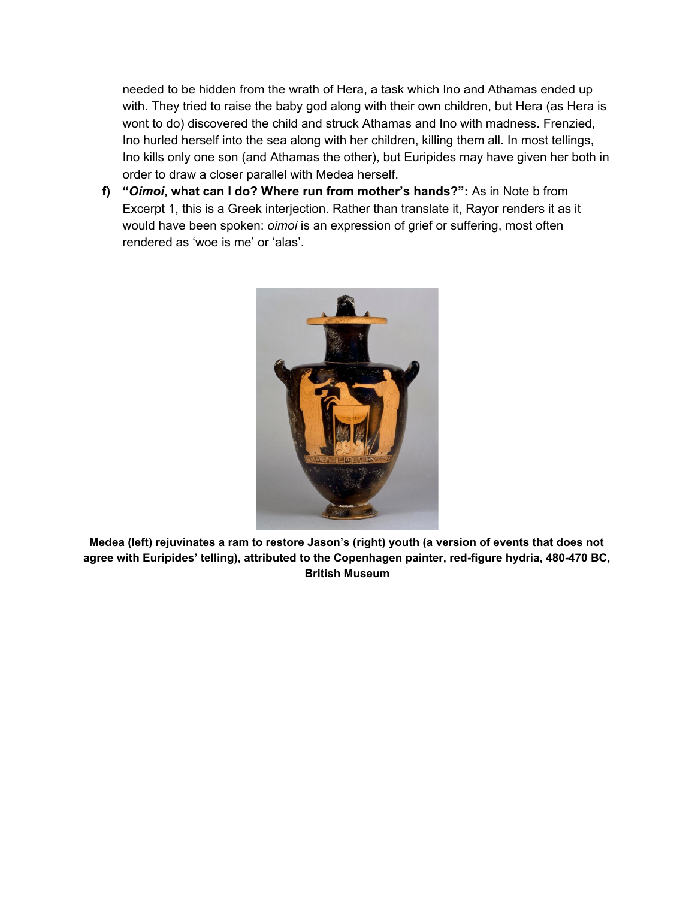needed to be hidden from the wrath of Hera, a task which Ino and Athamas ended up with. They tried to raise the baby god along with their own children, but Hera (as Hera is wont to do) discovered the child and struck Athamas and Ino with madness. Frenzied, Ino hurled herself into the sea along with her children, killing them all. In most tellings, Ino kills only one son (and Athamas the other), but Euripides may have given her both in order to draw a closer parallel with Medea herself.

f) **"*Oimoi*, what can I do? Where run from mother's hands?":** As in Note b from Excerpt 1, this is a Greek interjection. Rather than translate it, Rayor renders it as it would have been spoken: *oimoi* is an expression of grief or suffering, most often rendered as 'woe is me' or 'alas'.

**Medea (left) rejuvinates a ram to restore Jason's (right) youth (a version of events that does not agree with Euripides' telling), attributed to the Copenhagen painter, red-figure hydria, 480-470 BC, British Museum**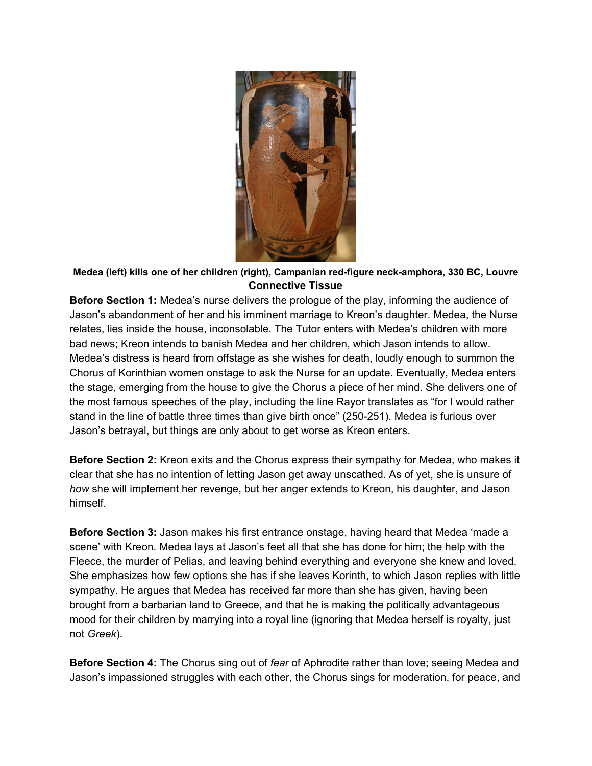**Medea (left) kills one of her children (right), Campanian red-figure neck-amphora, 330 BC, Louvre**

## Connective Tissue

**Before Section 1:** Medea's nurse delivers the prologue of the play, informing the audience of Jason's abandonment of her and his imminent marriage to Kreon's daughter. Medea, the Nurse relates, lies inside the house, inconsolable. The Tutor enters with Medea's children with more bad news; Kreon intends to banish Medea and her children, which Jason intends to allow. Medea's distress is heard from offstage as she wishes for death, loudly enough to summon the Chorus of Korinthian women onstage to ask the Nurse for an update. Eventually, Medea enters the stage, emerging from the house to give the Chorus a piece of her mind. She delivers one of the most famous speeches of the play, including the line Rayor translates as "for I would rather stand in the line of battle three times than give birth once" (250-251). Medea is furious over Jason's betrayal, but things are only about to get worse as Kreon enters.

**Before Section 2:** Kreon exits and the Chorus express their sympathy for Medea, who makes it clear that she has no intention of letting Jason get away unscathed. As of yet, she is unsure of *how* she will implement her revenge, but her anger extends to Kreon, his daughter, and Jason himself.

**Before Section 3:** Jason makes his first entrance onstage, having heard that Medea 'made a scene' with Kreon. Medea lays at Jason's feet all that she has done for him; the help with the Fleece, the murder of Pelias, and leaving behind everything and everyone she knew and loved. She emphasizes how few options she has if she leaves Korinth, to which Jason replies with little sympathy. He argues that Medea has received far more than she has given, having been brought from a barbarian land to Greece, and that he is making the politically advantageous mood for their children by marrying into a royal line (ignoring that Medea herself is royalty, just not *Greek*).

**Before Section 4:** The Chorus sing out of *fear* of Aphrodite rather than love; seeing Medea and Jason's impassioned struggles with each other, the Chorus sings for moderation, for peace, and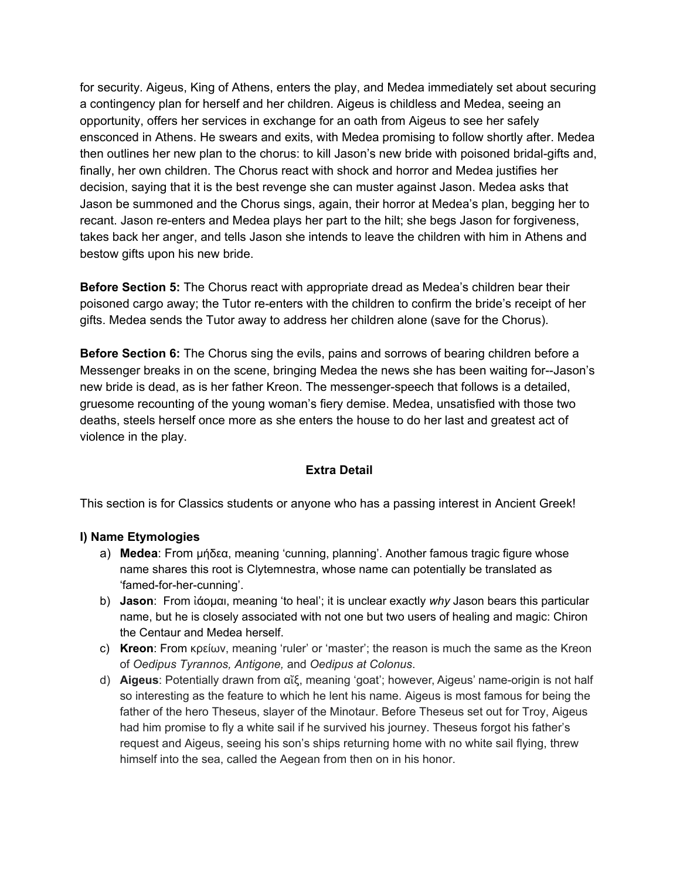for security. Aigeus, King of Athens, enters the play, and Medea immediately set about securing a contingency plan for herself and her children. Aigeus is childless and Medea, seeing an opportunity, offers her services in exchange for an oath from Aigeus to see her safely ensconced in Athens. He swears and exits, with Medea promising to follow shortly after. Medea then outlines her new plan to the chorus: to kill Jason's new bride with poisoned bridal-gifts and, finally, her own children. The Chorus react with shock and horror and Medea justifies her decision, saying that it is the best revenge she can muster against Jason. Medea asks that Jason be summoned and the Chorus sings, again, their horror at Medea's plan, begging her to recant. Jason re-enters and Medea plays her part to the hilt; she begs Jason for forgiveness, takes back her anger, and tells Jason she intends to leave the children with him in Athens and bestow gifts upon his new bride.

**Before Section 5:** The Chorus react with appropriate dread as Medea's children bear their poisoned cargo away; the Tutor re-enters with the children to confirm the bride's receipt of her gifts. Medea sends the Tutor away to address her children alone (save for the Chorus).

**Before Section 6:** The Chorus sing the evils, pains and sorrows of bearing children before a Messenger breaks in on the scene, bringing Medea the news she has been waiting for--Jason's new bride is dead, as is her father Kreon. The messenger-speech that follows is a detailed, gruesome recounting of the young woman's fiery demise. Medea, unsatisfied with those two deaths, steels herself once more as she enters the house to do her last and greatest act of violence in the play.

## Extra Detail

This section is for Classics students or anyone who has a passing interest in Ancient Greek!

### I) Name Etymologies

a) **Medea**: From μήδεα, meaning 'cunning, planning'. Another famous tragic figure whose name shares this root is Clytemnestra, whose name can potentially be translated as 'famed-for-her-cunning'.

b) **Jason**: From ἰάομαι, meaning 'to heal'; it is unclear exactly *why* Jason bears this particular name, but he is closely associated with not one but two users of healing and magic: Chiron the Centaur and Medea herself.

c) **Kreon**: From κρείων, meaning 'ruler' or 'master'; the reason is much the same as the Kreon of *Oedipus Tyrannos, Antigone,* and *Oedipus at Colonus*.

d) **Aigeus**: Potentially drawn from αἴξ, meaning 'goat'; however, Aigeus' name-origin is not half so interesting as the feature to which he lent his name. Aigeus is most famous for being the father of the hero Theseus, slayer of the Minotaur. Before Theseus set out for Troy, Aigeus had him promise to fly a white sail if he survived his journey. Theseus forgot his father's request and Aigeus, seeing his son's ships returning home with no white sail flying, threw himself into the sea, called the Aegean from then on in his honor.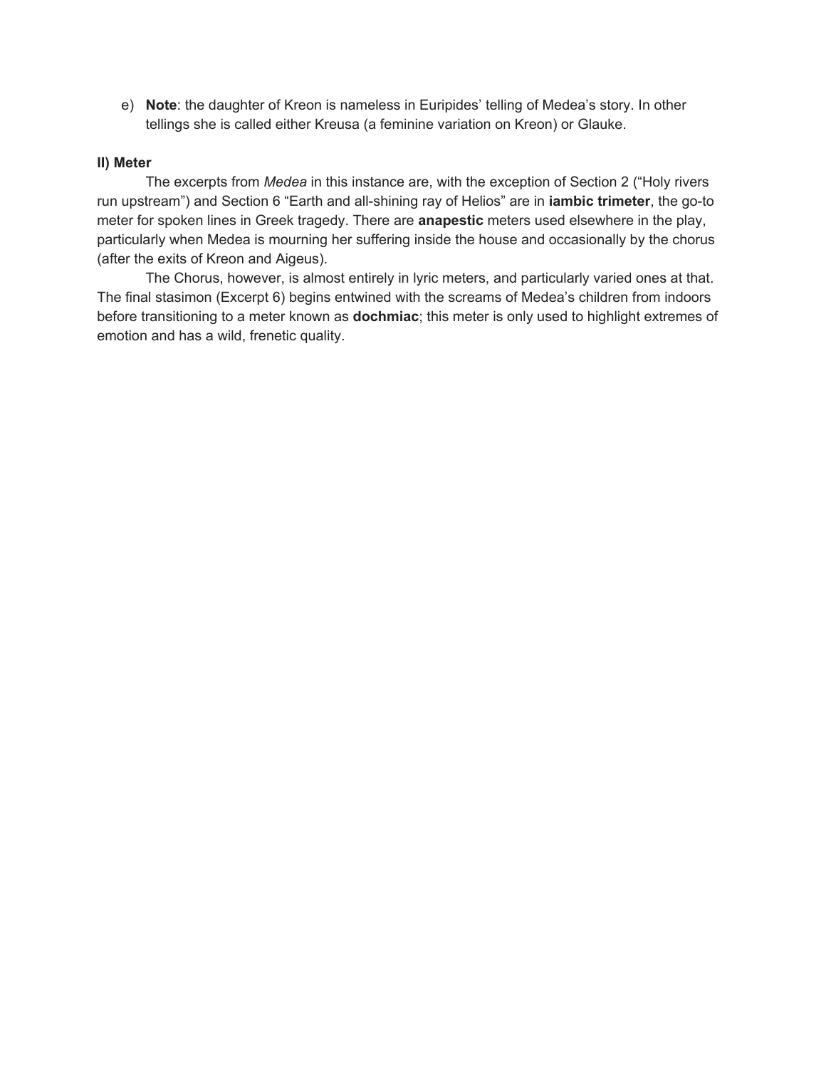e) **Note**: the daughter of Kreon is nameless in Euripides' telling of Medea's story. In other tellings she is called either Kreusa (a feminine variation on Kreon) or Glauke.

**II) Meter**

The excerpts from *Medea* in this instance are, with the exception of Section 2 ("Holy rivers run upstream") and Section 6 "Earth and all-shining ray of Helios" are in **iambic trimeter**, the go-to meter for spoken lines in Greek tragedy. There are **anapestic** meters used elsewhere in the play, particularly when Medea is mourning her suffering inside the house and occasionally by the chorus (after the exits of Kreon and Aigeus).

The Chorus, however, is almost entirely in lyric meters, and particularly varied ones at that. The final stasimon (Excerpt 6) begins entwined with the screams of Medea's children from indoors before transitioning to a meter known as **dochmiac**; this meter is only used to highlight extremes of emotion and has a wild, frenetic quality.